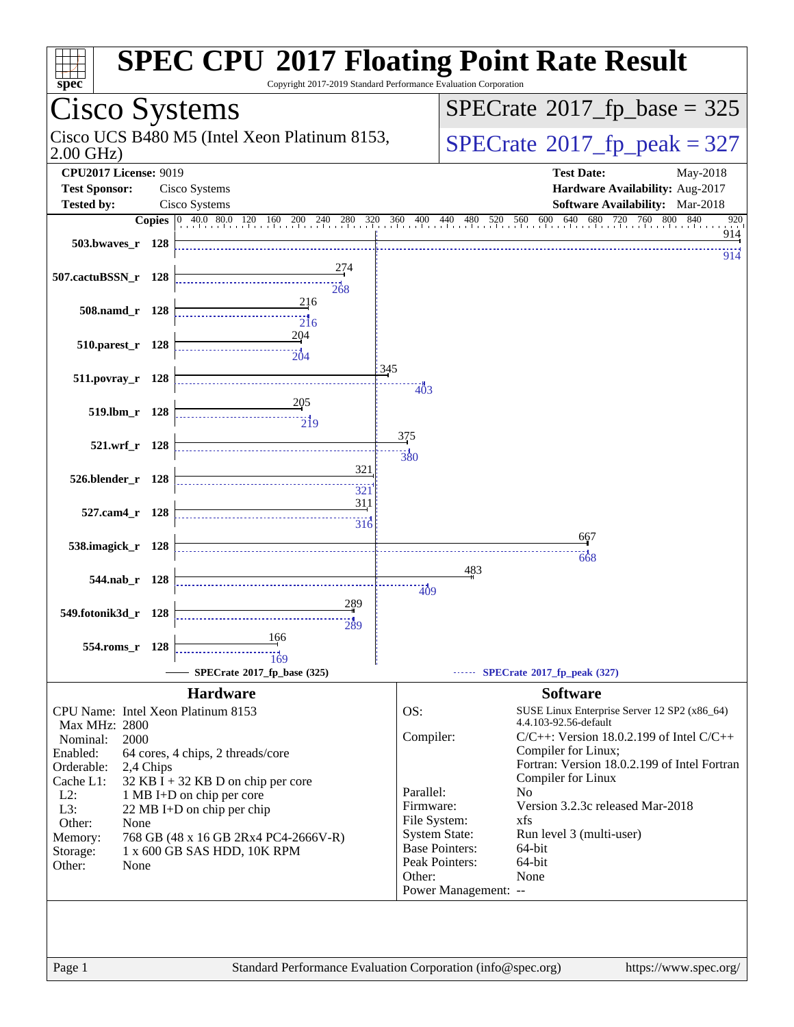# SPEC CPU 2017 Floating Point Rate Result

Copyright 2017-2019 Standard Performance Evaluation Corporation

## Cisco Systems

Cisco UCS B480 M5 (Intel Xeon Platinum 8153, 2.00 GHz)

**SPECrate 2017_fp_base = 325**

**SPECrate 2017_fp_peak = 327**

| | | | |
|---|---|---|---|
| **CPU2017 License:** | 9019 | **Test Date:** | May-2018 |
| **Test Sponsor:** | Cisco Systems | **Hardware Availability:** | Aug-2017 |
| **Tested by:** | Cisco Systems | **Software Availability:** | Mar-2018 |

| Benchmark | Copies | SPECrate 2017_fp_base (325) | SPECrate 2017_fp_peak (327) |
|---|---|---|---|
| 503.bwaves_r | 128 | 914 | 914 |
| 507.cactuBSSN_r | 128 | 274 | 268 |
| 508.namd_r | 128 | 216 | 216 |
| 510.parest_r | 128 | 204 | 204 |
| 511.povray_r | 128 | 345 | 403 |
| 519.lbm_r | 128 | 205 | 219 |
| 521.wrf_r | 128 | 375 | 380 |
| 526.blender_r | 128 | 321 | 321 |
| 527.cam4_r | 128 | 311 | 316 |
| 538.imagick_r | 128 | 667 | 668 |
| 544.nab_r | 128 | 483 | 409 |
| 549.fotonik3d_r | 128 | 289 | 289 |
| 554.roms_r | 128 | 166 | 169 |

### Hardware

| | |
|---|---|
| CPU Name: | Intel Xeon Platinum 8153 |
| Max MHz: | 2800 |
| Nominal: | 2000 |
| Enabled: | 64 cores, 4 chips, 2 threads/core |
| Orderable: | 2,4 Chips |
| Cache L1: | 32 KB I + 32 KB D on chip per core |
| L2: | 1 MB I+D on chip per core |
| L3: | 22 MB I+D on chip per chip |
| Other: | None |
| Memory: | 768 GB (48 x 16 GB 2Rx4 PC4-2666V-R) |
| Storage: | 1 x 600 GB SAS HDD, 10K RPM |
| Other: | None |

### Software

| | |
|---|---|
| OS: | SUSE Linux Enterprise Server 12 SP2 (x86_64) 4.4.103-92.56-default |
| Compiler: | C/C++: Version 18.0.2.199 of Intel C/C++ Compiler for Linux; Fortran: Version 18.0.2.199 of Intel Fortran Compiler for Linux |
| Parallel: | No |
| Firmware: | Version 3.2.3c released Mar-2018 |
| File System: | xfs |
| System State: | Run level 3 (multi-user) |
| Base Pointers: | 64-bit |
| Peak Pointers: | 64-bit |
| Other: | None |
| Power Management: | -- |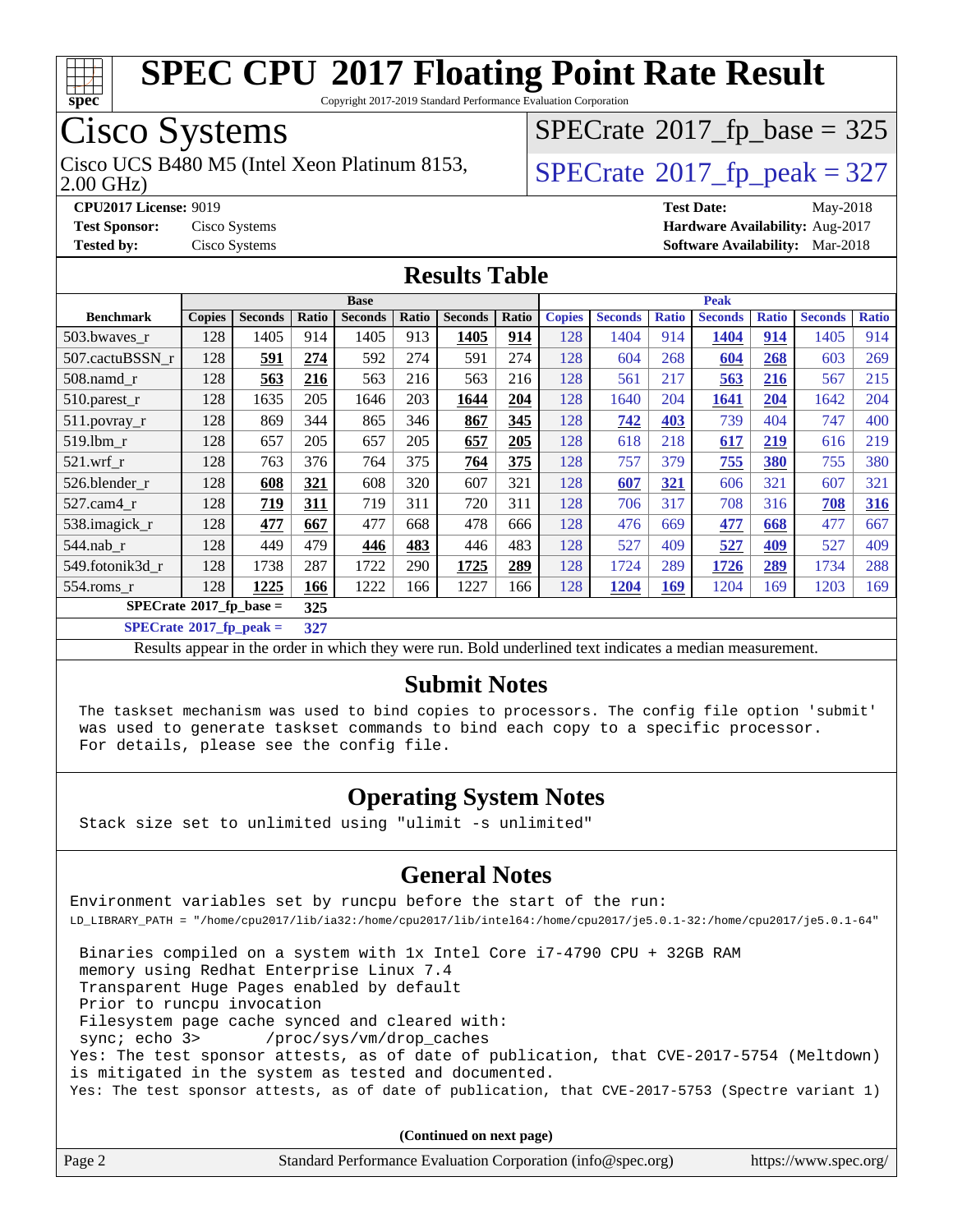# SPEC CPU 2017 Floating Point Rate Result

Copyright 2017-2019 Standard Performance Evaluation Corporation

## Cisco Systems

Cisco UCS B480 M5 (Intel Xeon Platinum 8153, 2.00 GHz)

SPECrate 2017_fp_base = 325

SPECrate 2017_fp_peak = 327

**CPU2017 License:** 9019
**Test Sponsor:** Cisco Systems
**Tested by:** Cisco Systems

**Test Date:** May-2018
**Hardware Availability:** Aug-2017
**Software Availability:** Mar-2018

## Results Table

| Benchmark | Base | | | | | | | Peak | | | | | | |
|---|---|---|---|---|---|---|---|---|---|---|---|---|---|---|
| | Copies | Seconds | Ratio | Seconds | Ratio | Seconds | Ratio | Copies | Seconds | Ratio | Seconds | Ratio | Seconds | Ratio |
| 503.bwaves_r | 128 | 1405 | 914 | 1405 | 913 | **1405** | **914** | 128 | 1404 | 914 | **1404** | **914** | 1405 | 914 |
| 507.cactuBSSN_r | 128 | **591** | **274** | 592 | 274 | 591 | 274 | 128 | 604 | 268 | **604** | **268** | 603 | 269 |
| 508.namd_r | 128 | **563** | **216** | 563 | 216 | 563 | 216 | 128 | 561 | 217 | **563** | **216** | 567 | 215 |
| 510.parest_r | 128 | 1635 | 205 | 1646 | 203 | **1644** | **204** | 128 | 1640 | 204 | **1641** | **204** | 1642 | 204 |
| 511.povray_r | 128 | 869 | 344 | 865 | 346 | **867** | **345** | 128 | **742** | **403** | 739 | 404 | 747 | 400 |
| 519.lbm_r | 128 | 657 | 205 | 657 | 205 | **657** | **205** | 128 | 618 | 218 | **617** | **219** | 616 | 219 |
| 521.wrf_r | 128 | 763 | 376 | 764 | 375 | **764** | **375** | 128 | 757 | 379 | **755** | **380** | 755 | 380 |
| 526.blender_r | 128 | **608** | **321** | 608 | 320 | 607 | 321 | 128 | **607** | **321** | 606 | 321 | 607 | 321 |
| 527.cam4_r | 128 | **719** | **311** | 719 | 311 | 720 | 311 | 128 | 706 | 317 | 708 | 316 | **708** | **316** |
| 538.imagick_r | 128 | **477** | **667** | 477 | 668 | 478 | 666 | 128 | 476 | 669 | **477** | **668** | 477 | 667 |
| 544.nab_r | 128 | 449 | 479 | **446** | **483** | 446 | 483 | 128 | 527 | 409 | **527** | **409** | 527 | 409 |
| 549.fotonik3d_r | 128 | 1738 | 287 | 1722 | 290 | **1725** | **289** | 128 | 1724 | 289 | **1726** | **289** | 1734 | 288 |
| 554.roms_r | 128 | **1225** | **166** | 1222 | 166 | 1227 | 166 | 128 | **1204** | **169** | 1204 | 169 | 1203 | 169 |

**SPECrate 2017_fp_base = 325**

**SPECrate 2017_fp_peak = 327**

Results appear in the order in which they were run. Bold underlined text indicates a median measurement.

## Submit Notes

```
The taskset mechanism was used to bind copies to processors. The config file option 'submit'
was used to generate taskset commands to bind each copy to a specific processor.
For details, please see the config file.
```

## Operating System Notes

```
Stack size set to unlimited using "ulimit -s unlimited"
```

## General Notes

```
Environment variables set by runcpu before the start of the run:
LD_LIBRARY_PATH = "/home/cpu2017/lib/ia32:/home/cpu2017/lib/intel64:/home/cpu2017/je5.0.1-32:/home/cpu2017/je5.0.1-64"

 Binaries compiled on a system with 1x Intel Core i7-4790 CPU + 32GB RAM
 memory using Redhat Enterprise Linux 7.4
 Transparent Huge Pages enabled by default
 Prior to runcpu invocation
 Filesystem page cache synced and cleared with:
 sync; echo 3>       /proc/sys/vm/drop_caches
Yes: The test sponsor attests, as of date of publication, that CVE-2017-5754 (Meltdown)
is mitigated in the system as tested and documented.
Yes: The test sponsor attests, as of date of publication, that CVE-2017-5753 (Spectre variant 1)
```

**(Continued on next page)**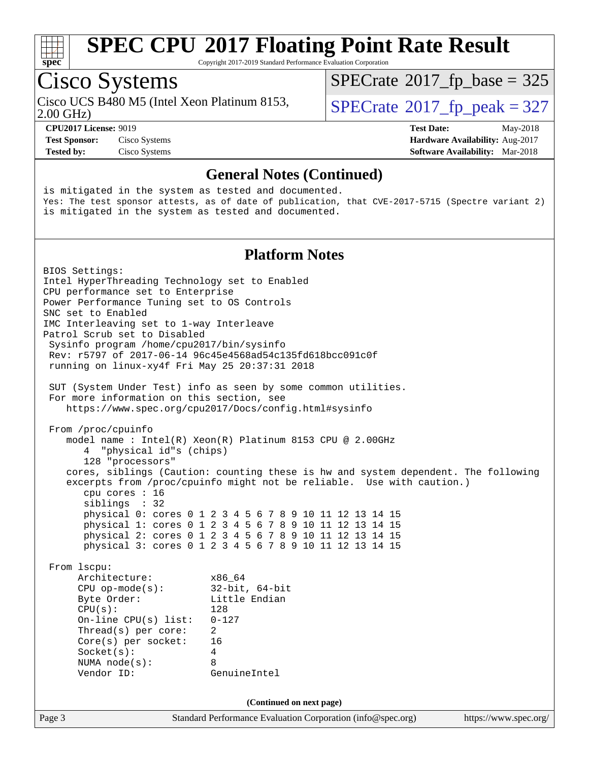# SPEC CPU 2017 Floating Point Rate Result

Copyright 2017-2019 Standard Performance Evaluation Corporation

## Cisco Systems

Cisco UCS B480 M5 (Intel Xeon Platinum 8153, 2.00 GHz)

SPECrate 2017_fp_base = 325

SPECrate 2017_fp_peak = 327

**CPU2017 License:** 9019
**Test Sponsor:** Cisco Systems
**Tested by:** Cisco Systems

**Test Date:** May-2018
**Hardware Availability:** Aug-2017
**Software Availability:** Mar-2018

### General Notes (Continued)

```
is mitigated in the system as tested and documented.
Yes: The test sponsor attests, as of date of publication, that CVE-2017-5715 (Spectre variant 2)
is mitigated in the system as tested and documented.
```

### Platform Notes

```
BIOS Settings:
Intel HyperThreading Technology set to Enabled
CPU performance set to Enterprise
Power Performance Tuning set to OS Controls
SNC set to Enabled
IMC Interleaving set to 1-way Interleave
Patrol Scrub set to Disabled
 Sysinfo program /home/cpu2017/bin/sysinfo
 Rev: r5797 of 2017-06-14 96c45e4568ad54c135fd618bcc091c0f
 running on linux-xy4f Fri May 25 20:37:31 2018

 SUT (System Under Test) info as seen by some common utilities.
 For more information on this section, see
    https://www.spec.org/cpu2017/Docs/config.html#sysinfo

 From /proc/cpuinfo
    model name : Intel(R) Xeon(R) Platinum 8153 CPU @ 2.00GHz
       4  "physical id"s (chips)
       128 "processors"
    cores, siblings (Caution: counting these is hw and system dependent. The following
    excerpts from /proc/cpuinfo might not be reliable.  Use with caution.)
       cpu cores : 16
       siblings  : 32
       physical 0: cores 0 1 2 3 4 5 6 7 8 9 10 11 12 13 14 15
       physical 1: cores 0 1 2 3 4 5 6 7 8 9 10 11 12 13 14 15
       physical 2: cores 0 1 2 3 4 5 6 7 8 9 10 11 12 13 14 15
       physical 3: cores 0 1 2 3 4 5 6 7 8 9 10 11 12 13 14 15

 From lscpu:
      Architecture:          x86_64
      CPU op-mode(s):        32-bit, 64-bit
      Byte Order:            Little Endian
      CPU(s):                128
      On-line CPU(s) list:   0-127
      Thread(s) per core:    2
      Core(s) per socket:    16
      Socket(s):             4
      NUMA node(s):          8
      Vendor ID:             GenuineIntel
```

(Continued on next page)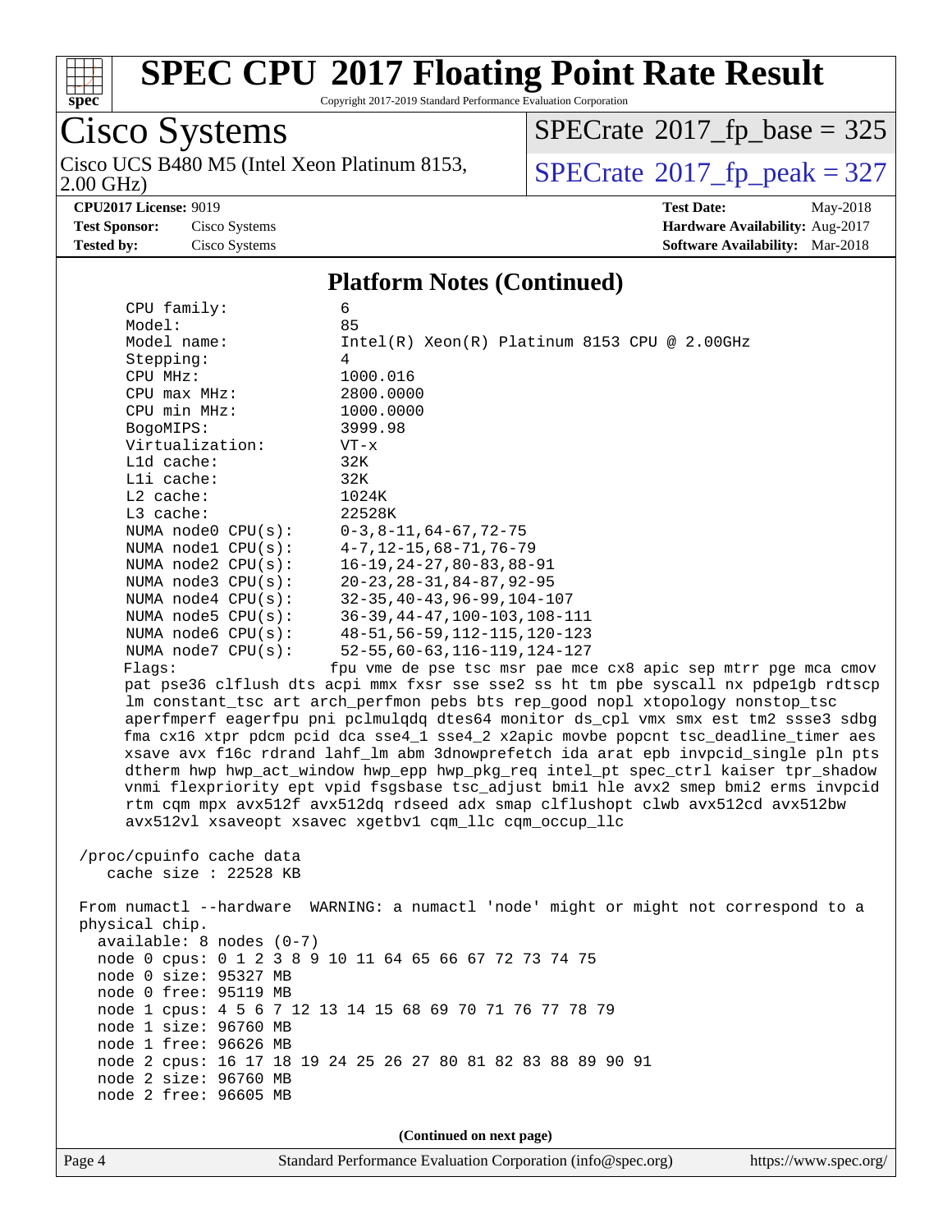# Cisco Systems

Cisco UCS B480 M5 (Intel Xeon Platinum 8153, 2.00 GHz)

SPECrate 2017_fp_base = 325

SPECrate 2017_fp_peak = 327

**CPU2017 License:** 9019
**Test Sponsor:** Cisco Systems
**Tested by:** Cisco Systems

**Test Date:** May-2018
**Hardware Availability:** Aug-2017
**Software Availability:** Mar-2018

## Platform Notes (Continued)

```
      CPU family:           6
      Model:                85
      Model name:           Intel(R) Xeon(R) Platinum 8153 CPU @ 2.00GHz
      Stepping:             4
      CPU MHz:              1000.016
      CPU max MHz:          2800.0000
      CPU min MHz:          1000.0000
      BogoMIPS:             3999.98
      Virtualization:       VT-x
      L1d cache:            32K
      L1i cache:            32K
      L2 cache:             1024K
      L3 cache:             22528K
      NUMA node0 CPU(s):    0-3,8-11,64-67,72-75
      NUMA node1 CPU(s):    4-7,12-15,68-71,76-79
      NUMA node2 CPU(s):    16-19,24-27,80-83,88-91
      NUMA node3 CPU(s):    20-23,28-31,84-87,92-95
      NUMA node4 CPU(s):    32-35,40-43,96-99,104-107
      NUMA node5 CPU(s):    36-39,44-47,100-103,108-111
      NUMA node6 CPU(s):    48-51,56-59,112-115,120-123
      NUMA node7 CPU(s):    52-55,60-63,116-119,124-127
      Flags:                fpu vme de pse tsc msr pae mce cx8 apic sep mtrr pge mca cmov
      pat pse36 clflush dts acpi mmx fxsr sse sse2 ss ht tm pbe syscall nx pdpe1gb rdtscp
      lm constant_tsc art arch_perfmon pebs bts rep_good nopl xtopology nonstop_tsc
      aperfmperf eagerfpu pni pclmulqdq dtes64 monitor ds_cpl vmx smx est tm2 ssse3 sdbg
      fma cx16 xtpr pdcm pcid dca sse4_1 sse4_2 x2apic movbe popcnt tsc_deadline_timer aes
      xsave avx f16c rdrand lahf_lm abm 3dnowprefetch ida arat epb invpcid_single pln pts
      dtherm hwp hwp_act_window hwp_epp hwp_pkg_req intel_pt spec_ctrl kaiser tpr_shadow
      vnmi flexpriority ept vpid fsgsbase tsc_adjust bmi1 hle avx2 smep bmi2 erms invpcid
      rtm cqm mpx avx512f avx512dq rdseed adx smap clflushopt clwb avx512cd avx512bw
      avx512vl xsaveopt xsavec xgetbv1 cqm_llc cqm_occup_llc

 /proc/cpuinfo cache data
    cache size : 22528 KB

 From numactl --hardware  WARNING: a numactl 'node' might or might not correspond to a
 physical chip.
   available: 8 nodes (0-7)
   node 0 cpus: 0 1 2 3 8 9 10 11 64 65 66 67 72 73 74 75
   node 0 size: 95327 MB
   node 0 free: 95119 MB
   node 1 cpus: 4 5 6 7 12 13 14 15 68 69 70 71 76 77 78 79
   node 1 size: 96760 MB
   node 1 free: 96626 MB
   node 2 cpus: 16 17 18 19 24 25 26 27 80 81 82 83 88 89 90 91
   node 2 size: 96760 MB
   node 2 free: 96605 MB
```

(Continued on next page)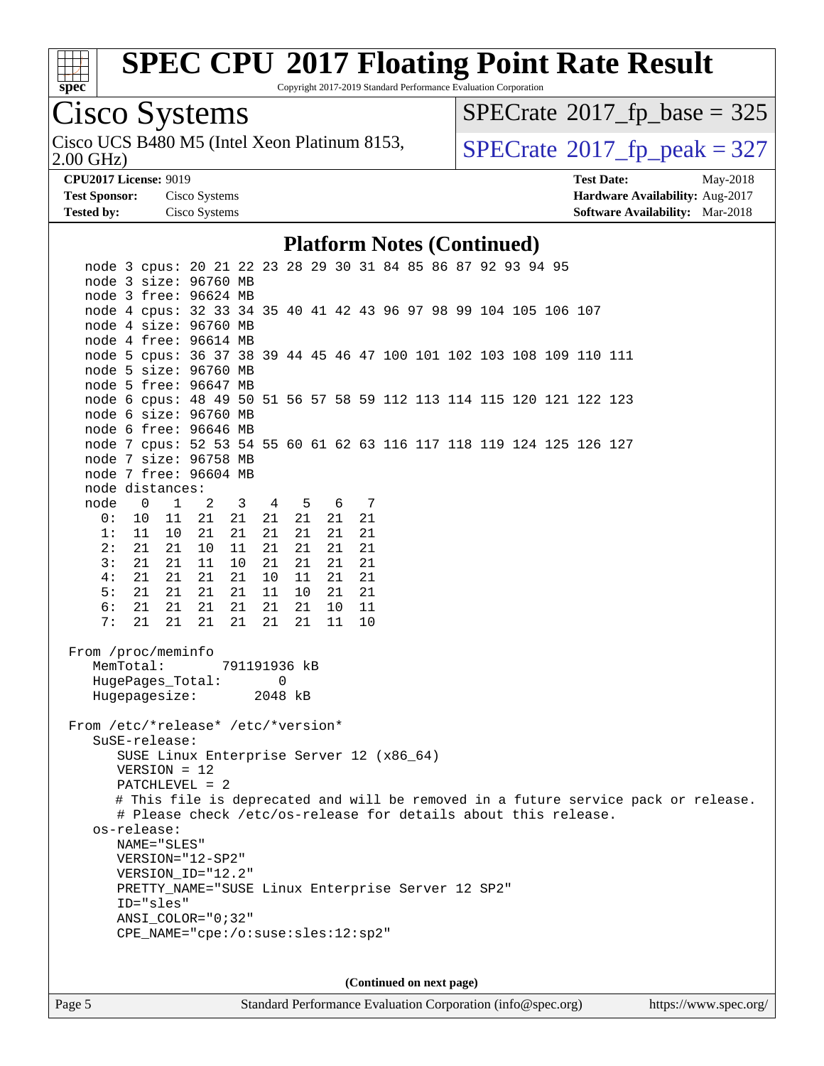# SPEC CPU 2017 Floating Point Rate Result

Copyright 2017-2019 Standard Performance Evaluation Corporation

## Cisco Systems

Cisco UCS B480 M5 (Intel Xeon Platinum 8153, 2.00 GHz)

SPECrate 2017_fp_base = 325

SPECrate 2017_fp_peak = 327

**CPU2017 License:** 9019
**Test Sponsor:** Cisco Systems
**Tested by:** Cisco Systems

**Test Date:** May-2018
**Hardware Availability:** Aug-2017
**Software Availability:** Mar-2018

### Platform Notes (Continued)

```
   node 3 cpus: 20 21 22 23 28 29 30 31 84 85 86 87 92 93 94 95
   node 3 size: 96760 MB
   node 3 free: 96624 MB
   node 4 cpus: 32 33 34 35 40 41 42 43 96 97 98 99 104 105 106 107
   node 4 size: 96760 MB
   node 4 free: 96614 MB
   node 5 cpus: 36 37 38 39 44 45 46 47 100 101 102 103 108 109 110 111
   node 5 size: 96760 MB
   node 5 free: 96647 MB
   node 6 cpus: 48 49 50 51 56 57 58 59 112 113 114 115 120 121 122 123
   node 6 size: 96760 MB
   node 6 free: 96646 MB
   node 7 cpus: 52 53 54 55 60 61 62 63 116 117 118 119 124 125 126 127
   node 7 size: 96758 MB
   node 7 free: 96604 MB
   node distances:
   node   0   1   2   3   4   5   6   7
     0:  10  11  21  21  21  21  21  21
     1:  11  10  21  21  21  21  21  21
     2:  21  21  10  11  21  21  21  21
     3:  21  21  11  10  21  21  21  21
     4:  21  21  21  21  10  11  21  21
     5:  21  21  21  21  11  10  21  21
     6:  21  21  21  21  21  21  10  11
     7:  21  21  21  21  21  21  11  10

 From /proc/meminfo
    MemTotal:       791191936 kB
    HugePages_Total:       0
    Hugepagesize:       2048 kB

 From /etc/*release* /etc/*version*
    SuSE-release:
       SUSE Linux Enterprise Server 12 (x86_64)
       VERSION = 12
       PATCHLEVEL = 2
       # This file is deprecated and will be removed in a future service pack or release.
       # Please check /etc/os-release for details about this release.
    os-release:
       NAME="SLES"
       VERSION="12-SP2"
       VERSION_ID="12.2"
       PRETTY_NAME="SUSE Linux Enterprise Server 12 SP2"
       ID="sles"
       ANSI_COLOR="0;32"
       CPE_NAME="cpe:/o:suse:sles:12:sp2"
```

(Continued on next page)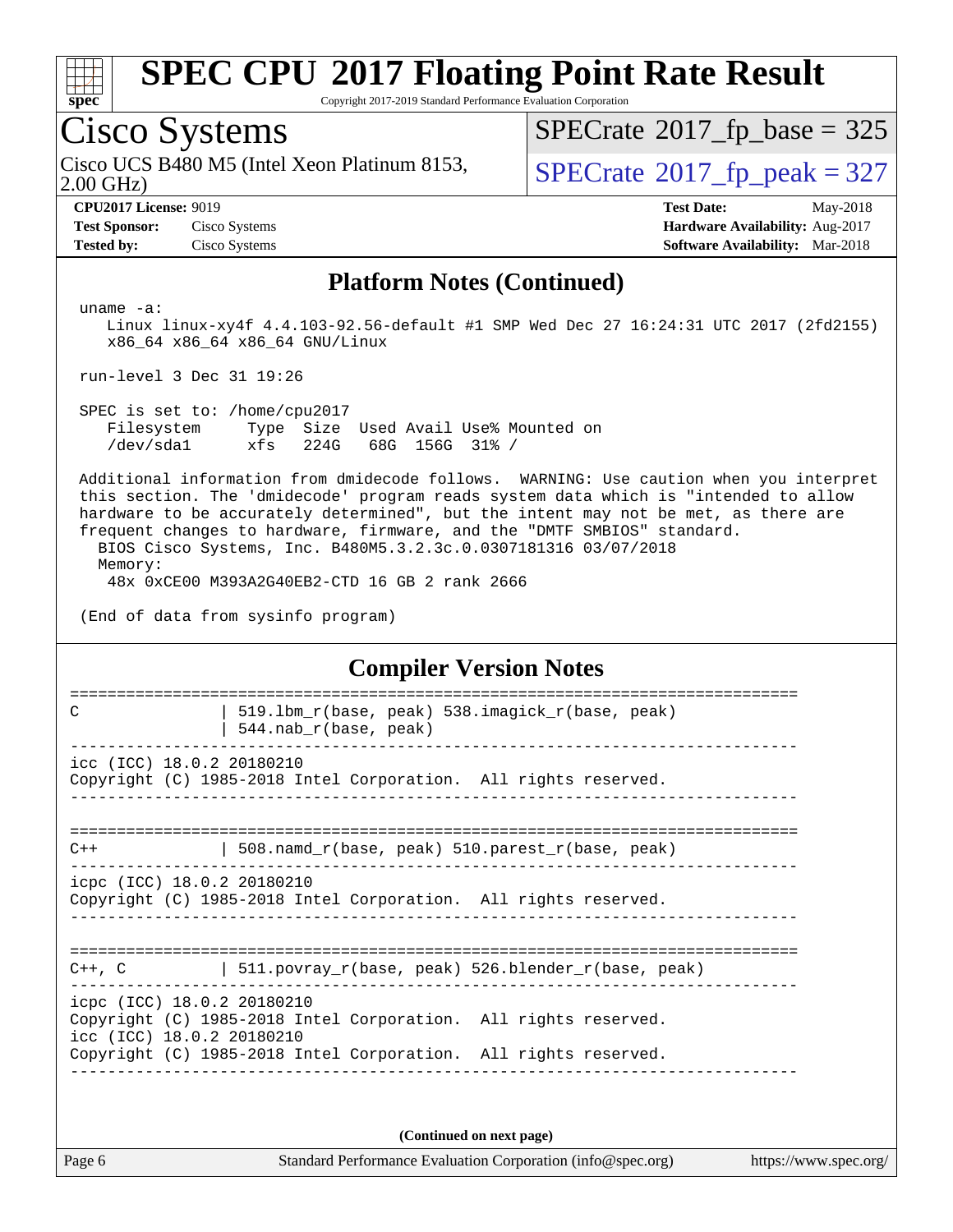# SPEC CPU 2017 Floating Point Rate Result

Copyright 2017-2019 Standard Performance Evaluation Corporation

## Cisco Systems

Cisco UCS B480 M5 (Intel Xeon Platinum 8153, 2.00 GHz)

SPECrate 2017_fp_base = 325

SPECrate 2017_fp_peak = 327

**CPU2017 License:** 9019
**Test Sponsor:** Cisco Systems
**Tested by:** Cisco Systems

**Test Date:** May-2018
**Hardware Availability:** Aug-2017
**Software Availability:** Mar-2018

### Platform Notes (Continued)

```
 uname -a:
    Linux linux-xy4f 4.4.103-92.56-default #1 SMP Wed Dec 27 16:24:31 UTC 2017 (2fd2155)
    x86_64 x86_64 x86_64 GNU/Linux

 run-level 3 Dec 31 19:26

 SPEC is set to: /home/cpu2017
    Filesystem     Type  Size  Used Avail Use% Mounted on
    /dev/sda1      xfs   224G   68G  156G  31% /

 Additional information from dmidecode follows.  WARNING: Use caution when you interpret
 this section. The 'dmidecode' program reads system data which is "intended to allow
 hardware to be accurately determined", but the intent may not be met, as there are
 frequent changes to hardware, firmware, and the "DMTF SMBIOS" standard.
   BIOS Cisco Systems, Inc. B480M5.3.2.3c.0.0307181316 03/07/2018
   Memory:
    48x 0xCE00 M393A2G40EB2-CTD 16 GB 2 rank 2666

 (End of data from sysinfo program)
```

### Compiler Version Notes

```
==============================================================================
C               | 519.lbm_r(base, peak) 538.imagick_r(base, peak)
                | 544.nab_r(base, peak)
------------------------------------------------------------------------------
icc (ICC) 18.0.2 20180210
Copyright (C) 1985-2018 Intel Corporation.  All rights reserved.
------------------------------------------------------------------------------

==============================================================================
C++             | 508.namd_r(base, peak) 510.parest_r(base, peak)
------------------------------------------------------------------------------
icpc (ICC) 18.0.2 20180210
Copyright (C) 1985-2018 Intel Corporation.  All rights reserved.
------------------------------------------------------------------------------

==============================================================================
C++, C          | 511.povray_r(base, peak) 526.blender_r(base, peak)
------------------------------------------------------------------------------
icpc (ICC) 18.0.2 20180210
Copyright (C) 1985-2018 Intel Corporation.  All rights reserved.
icc (ICC) 18.0.2 20180210
Copyright (C) 1985-2018 Intel Corporation.  All rights reserved.
------------------------------------------------------------------------------
```

**(Continued on next page)**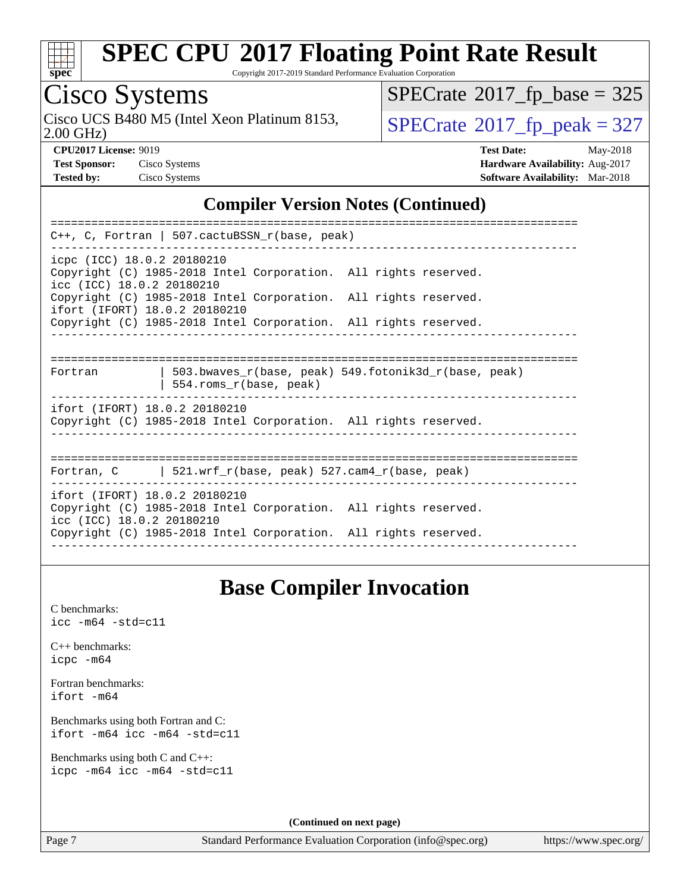# SPEC CPU 2017 Floating Point Rate Result

Copyright 2017-2019 Standard Performance Evaluation Corporation

## Cisco Systems

Cisco UCS B480 M5 (Intel Xeon Platinum 8153, 2.00 GHz)

SPECrate 2017_fp_base = 325

SPECrate 2017_fp_peak = 327

**CPU2017 License:** 9019
**Test Sponsor:** Cisco Systems
**Tested by:** Cisco Systems

**Test Date:** May-2018
**Hardware Availability:** Aug-2017
**Software Availability:** Mar-2018

## Compiler Version Notes (Continued)

```
==============================================================================
C++, C, Fortran | 507.cactuBSSN_r(base, peak)
------------------------------------------------------------------------------
icpc (ICC) 18.0.2 20180210
Copyright (C) 1985-2018 Intel Corporation.  All rights reserved.
icc (ICC) 18.0.2 20180210
Copyright (C) 1985-2018 Intel Corporation.  All rights reserved.
ifort (IFORT) 18.0.2 20180210
Copyright (C) 1985-2018 Intel Corporation.  All rights reserved.
------------------------------------------------------------------------------

==============================================================================
Fortran         | 503.bwaves_r(base, peak) 549.fotonik3d_r(base, peak)
                | 554.roms_r(base, peak)
------------------------------------------------------------------------------
ifort (IFORT) 18.0.2 20180210
Copyright (C) 1985-2018 Intel Corporation.  All rights reserved.
------------------------------------------------------------------------------

==============================================================================
Fortran, C      | 521.wrf_r(base, peak) 527.cam4_r(base, peak)
------------------------------------------------------------------------------
ifort (IFORT) 18.0.2 20180210
Copyright (C) 1985-2018 Intel Corporation.  All rights reserved.
icc (ICC) 18.0.2 20180210
Copyright (C) 1985-2018 Intel Corporation.  All rights reserved.
------------------------------------------------------------------------------
```

## Base Compiler Invocation

C benchmarks:
`icc -m64 -std=c11`

C++ benchmarks:
`icpc -m64`

Fortran benchmarks:
`ifort -m64`

Benchmarks using both Fortran and C:
`ifort -m64 icc -m64 -std=c11`

Benchmarks using both C and C++:
`icpc -m64 icc -m64 -std=c11`

**(Continued on next page)**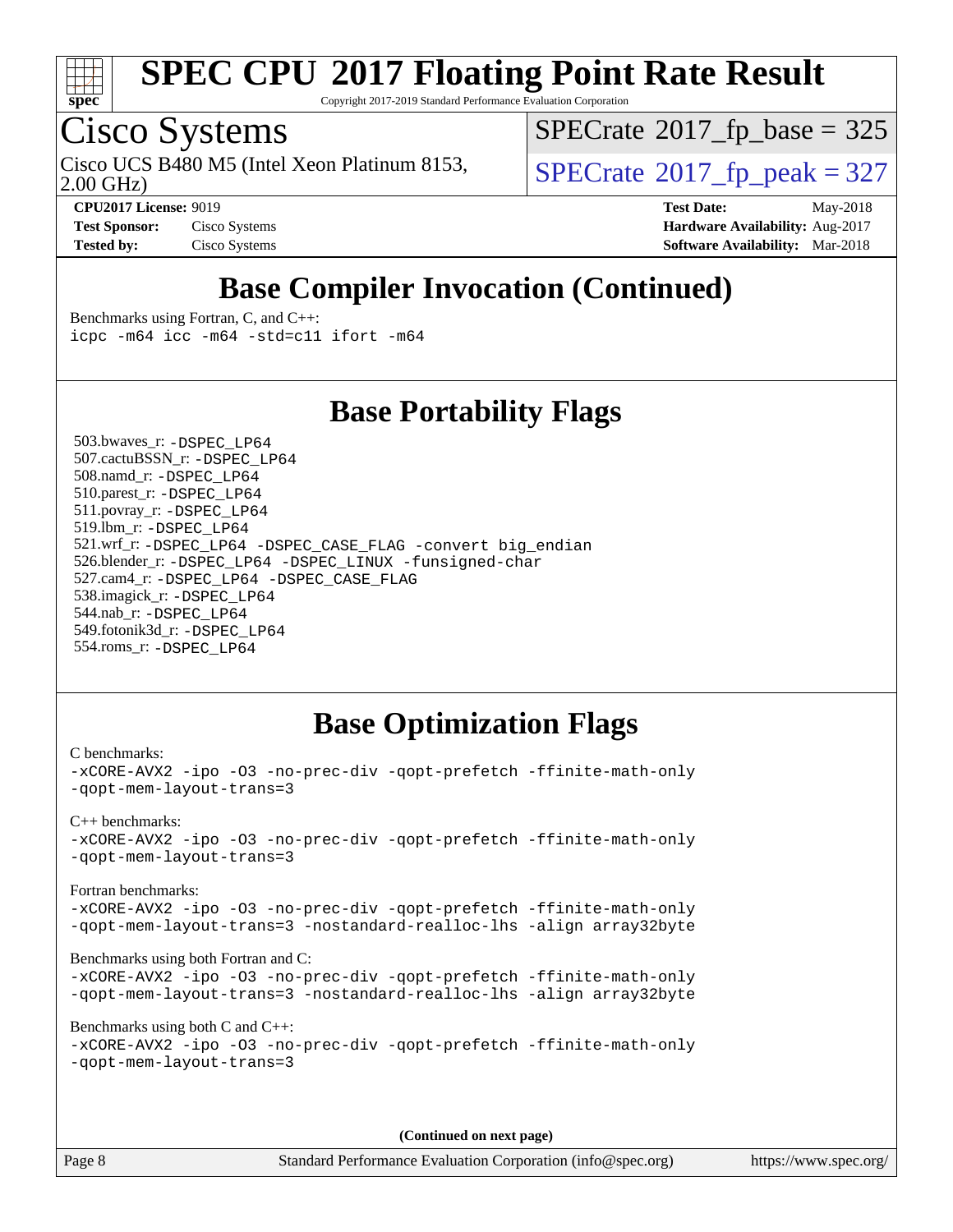# SPEC CPU 2017 Floating Point Rate Result

Copyright 2017-2019 Standard Performance Evaluation Corporation

## Cisco Systems

Cisco UCS B480 M5 (Intel Xeon Platinum 8153, 2.00 GHz)

SPECrate 2017_fp_base = 325

SPECrate 2017_fp_peak = 327

**CPU2017 License:** 9019
**Test Sponsor:** Cisco Systems
**Tested by:** Cisco Systems

**Test Date:** May-2018
**Hardware Availability:** Aug-2017
**Software Availability:** Mar-2018

## Base Compiler Invocation (Continued)

Benchmarks using Fortran, C, and C++:
```
icpc -m64 icc -m64 -std=c11 ifort -m64
```

## Base Portability Flags

503.bwaves_r: `-DSPEC_LP64`
507.cactuBSSN_r: `-DSPEC_LP64`
508.namd_r: `-DSPEC_LP64`
510.parest_r: `-DSPEC_LP64`
511.povray_r: `-DSPEC_LP64`
519.lbm_r: `-DSPEC_LP64`
521.wrf_r: `-DSPEC_LP64 -DSPEC_CASE_FLAG -convert big_endian`
526.blender_r: `-DSPEC_LP64 -DSPEC_LINUX -funsigned-char`
527.cam4_r: `-DSPEC_LP64 -DSPEC_CASE_FLAG`
538.imagick_r: `-DSPEC_LP64`
544.nab_r: `-DSPEC_LP64`
549.fotonik3d_r: `-DSPEC_LP64`
554.roms_r: `-DSPEC_LP64`

## Base Optimization Flags

C benchmarks:
```
-xCORE-AVX2 -ipo -O3 -no-prec-div -qopt-prefetch -ffinite-math-only
-qopt-mem-layout-trans=3
```

C++ benchmarks:
```
-xCORE-AVX2 -ipo -O3 -no-prec-div -qopt-prefetch -ffinite-math-only
-qopt-mem-layout-trans=3
```

Fortran benchmarks:
```
-xCORE-AVX2 -ipo -O3 -no-prec-div -qopt-prefetch -ffinite-math-only
-qopt-mem-layout-trans=3 -nostandard-realloc-lhs -align array32byte
```

Benchmarks using both Fortran and C:
```
-xCORE-AVX2 -ipo -O3 -no-prec-div -qopt-prefetch -ffinite-math-only
-qopt-mem-layout-trans=3 -nostandard-realloc-lhs -align array32byte
```

Benchmarks using both C and C++:
```
-xCORE-AVX2 -ipo -O3 -no-prec-div -qopt-prefetch -ffinite-math-only
-qopt-mem-layout-trans=3
```

**(Continued on next page)**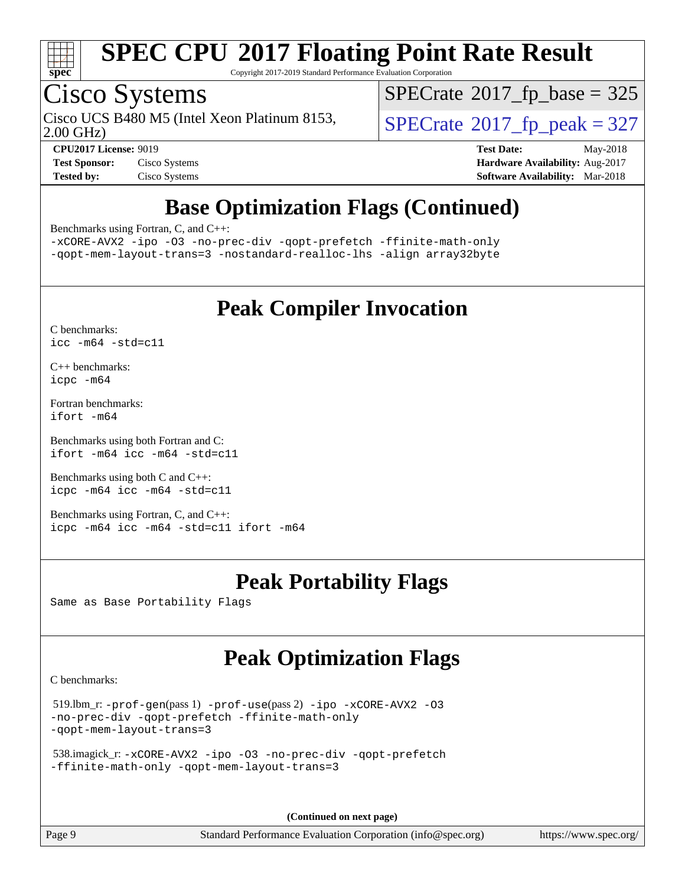# SPEC CPU 2017 Floating Point Rate Result

Copyright 2017-2019 Standard Performance Evaluation Corporation

## Cisco Systems

Cisco UCS B480 M5 (Intel Xeon Platinum 8153, 2.00 GHz)

SPECrate 2017_fp_base = 325

SPECrate 2017_fp_peak = 327

**CPU2017 License:** 9019
**Test Sponsor:** Cisco Systems
**Tested by:** Cisco Systems

**Test Date:** May-2018
**Hardware Availability:** Aug-2017
**Software Availability:** Mar-2018

## Base Optimization Flags (Continued)

Benchmarks using Fortran, C, and C++:

```
-xCORE-AVX2 -ipo -O3 -no-prec-div -qopt-prefetch -ffinite-math-only
-qopt-mem-layout-trans=3 -nostandard-realloc-lhs -align array32byte
```

## Peak Compiler Invocation

C benchmarks:

```
icc -m64 -std=c11
```

C++ benchmarks:

```
icpc -m64
```

Fortran benchmarks:

```
ifort -m64
```

Benchmarks using both Fortran and C:

```
ifort -m64 icc -m64 -std=c11
```

Benchmarks using both C and C++:

```
icpc -m64 icc -m64 -std=c11
```

Benchmarks using Fortran, C, and C++:

```
icpc -m64 icc -m64 -std=c11 ifort -m64
```

## Peak Portability Flags

Same as Base Portability Flags

## Peak Optimization Flags

C benchmarks:

519.lbm_r: `-prof-gen(pass 1) -prof-use(pass 2) -ipo -xCORE-AVX2 -O3 -no-prec-div -qopt-prefetch -ffinite-math-only -qopt-mem-layout-trans=3`

538.imagick_r: `-xCORE-AVX2 -ipo -O3 -no-prec-div -qopt-prefetch -ffinite-math-only -qopt-mem-layout-trans=3`

**(Continued on next page)**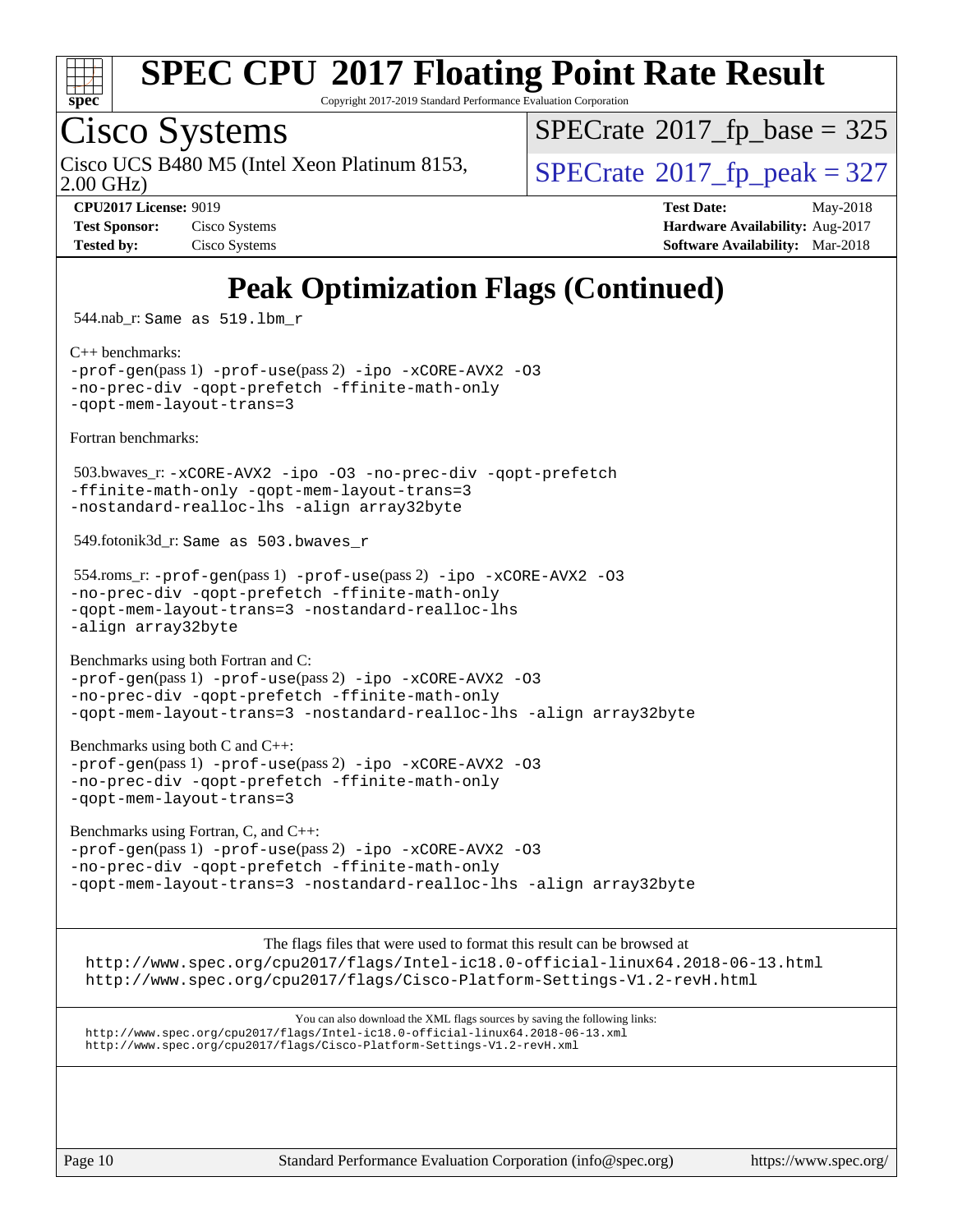# Peak Optimization Flags (Continued)

544.nab_r: Same as 519.lbm_r

C++ benchmarks:
-prof-gen(pass 1) -prof-use(pass 2) -ipo -xCORE-AVX2 -O3
-no-prec-div -qopt-prefetch -ffinite-math-only
-qopt-mem-layout-trans=3

Fortran benchmarks:

503.bwaves_r: -xCORE-AVX2 -ipo -O3 -no-prec-div -qopt-prefetch
-ffinite-math-only -qopt-mem-layout-trans=3
-nostandard-realloc-lhs -align array32byte

549.fotonik3d_r: Same as 503.bwaves_r

554.roms_r: -prof-gen(pass 1) -prof-use(pass 2) -ipo -xCORE-AVX2 -O3
-no-prec-div -qopt-prefetch -ffinite-math-only
-qopt-mem-layout-trans=3 -nostandard-realloc-lhs
-align array32byte

Benchmarks using both Fortran and C:
-prof-gen(pass 1) -prof-use(pass 2) -ipo -xCORE-AVX2 -O3
-no-prec-div -qopt-prefetch -ffinite-math-only
-qopt-mem-layout-trans=3 -nostandard-realloc-lhs -align array32byte

Benchmarks using both C and C++:
-prof-gen(pass 1) -prof-use(pass 2) -ipo -xCORE-AVX2 -O3
-no-prec-div -qopt-prefetch -ffinite-math-only
-qopt-mem-layout-trans=3

Benchmarks using Fortran, C, and C++:
-prof-gen(pass 1) -prof-use(pass 2) -ipo -xCORE-AVX2 -O3
-no-prec-div -qopt-prefetch -ffinite-math-only
-qopt-mem-layout-trans=3 -nostandard-realloc-lhs -align array32byte

The flags files that were used to format this result can be browsed at
http://www.spec.org/cpu2017/flags/Intel-ic18.0-official-linux64.2018-06-13.html
http://www.spec.org/cpu2017/flags/Cisco-Platform-Settings-V1.2-revH.html

You can also download the XML flags sources by saving the following links:
http://www.spec.org/cpu2017/flags/Intel-ic18.0-official-linux64.2018-06-13.xml
http://www.spec.org/cpu2017/flags/Cisco-Platform-Settings-V1.2-revH.xml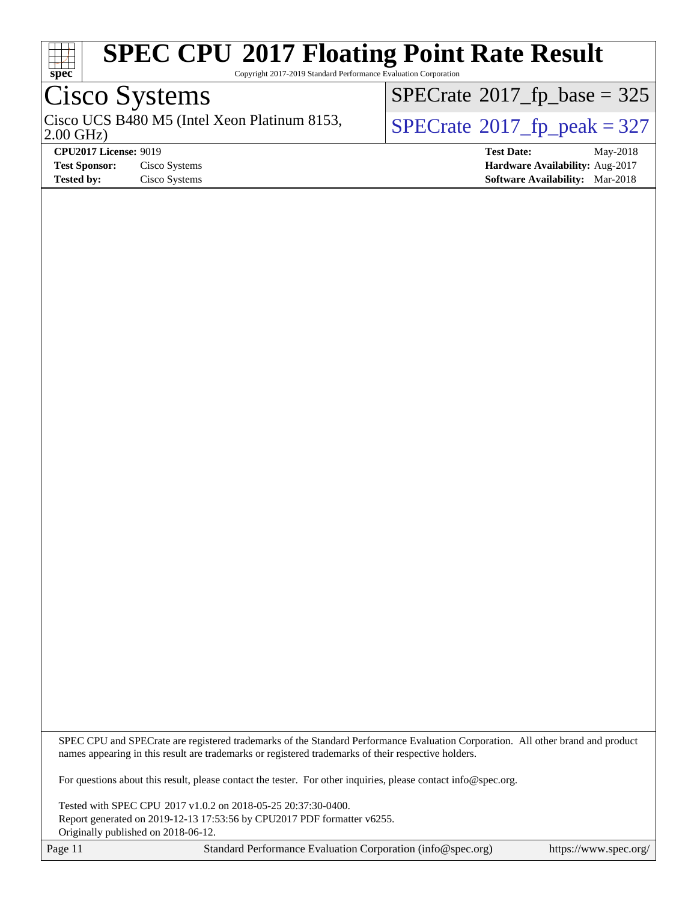# SPEC CPU 2017 Floating Point Rate Result

Copyright 2017-2019 Standard Performance Evaluation Corporation

## Cisco Systems

Cisco UCS B480 M5 (Intel Xeon Platinum 8153, 2.00 GHz)

SPECrate 2017_fp_base = 325

SPECrate 2017_fp_peak = 327

**CPU2017 License:** 9019
**Test Sponsor:** Cisco Systems
**Tested by:** Cisco Systems

**Test Date:** May-2018
**Hardware Availability:** Aug-2017
**Software Availability:** Mar-2018

SPEC CPU and SPECrate are registered trademarks of the Standard Performance Evaluation Corporation. All other brand and product names appearing in this result are trademarks or registered trademarks of their respective holders.

For questions about this result, please contact the tester. For other inquiries, please contact info@spec.org.

Tested with SPEC CPU 2017 v1.0.2 on 2018-05-25 20:37:30-0400.
Report generated on 2019-12-13 17:53:56 by CPU2017 PDF formatter v6255.
Originally published on 2018-06-12.